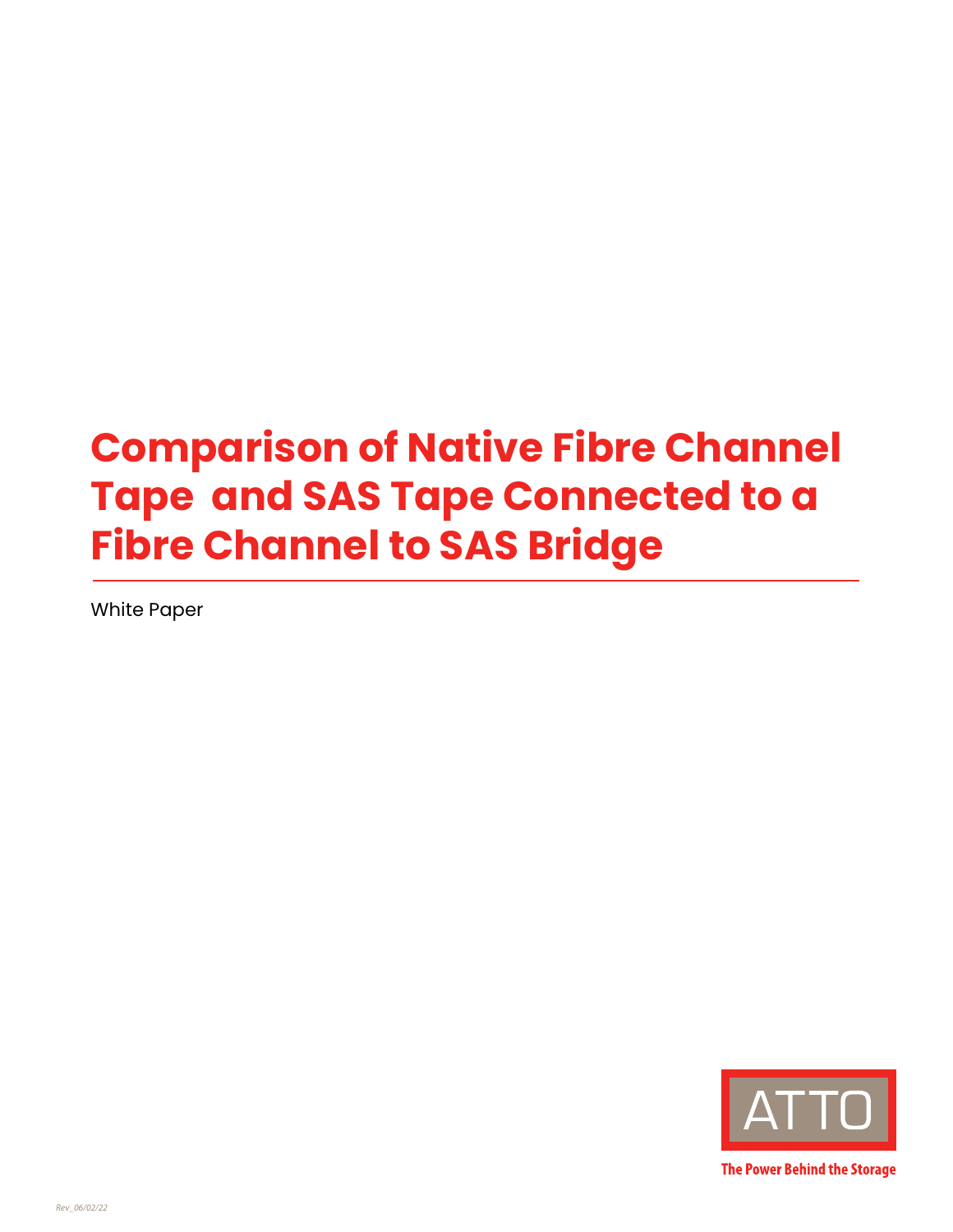# Comparison of Native Fibre Channel Tape and SAS Tape Connected to a Fibre Channel to SAS Bridge

White Paper

ATTO

The Power Behind the Storage

Rev_06/02/22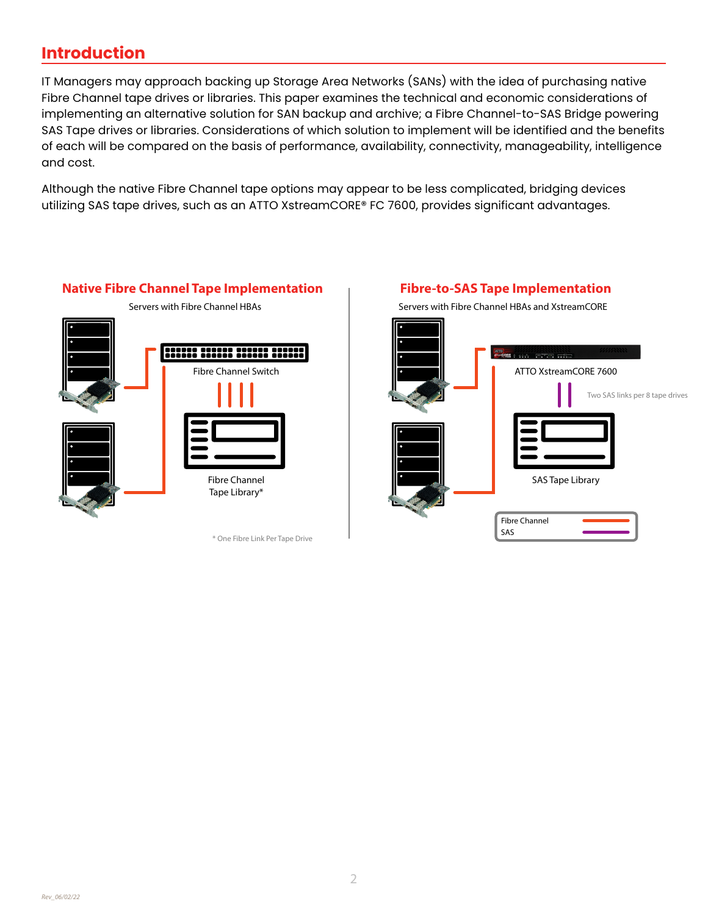## Introduction

IT Managers may approach backing up Storage Area Networks (SANs) with the idea of purchasing native Fibre Channel tape drives or libraries. This paper examines the technical and economic considerations of implementing an alternative solution for SAN backup and archive; a Fibre Channel-to-SAS Bridge powering SAS Tape drives or libraries. Considerations of which solution to implement will be identified and the benefits of each will be compared on the basis of performance, availability, connectivity, manageability, intelligence and cost.

Although the native Fibre Channel tape options may appear to be less complicated, bridging devices utilizing SAS tape drives, such as an ATTO XstreamCORE® FC 7600, provides significant advantages.

**Native Fibre Channel Tape Implementation**

Servers with Fibre Channel HBAs

Fibre Channel Switch

Fibre Channel Tape Library*

\* One Fibre Link Per Tape Drive

**Fibre-to-SAS Tape Implementation**

Servers with Fibre Channel HBAs and XstreamCORE

ATTO XstreamCORE 7600

Two SAS links per 8 tape drives

SAS Tape Library

Fibre Channel

SAS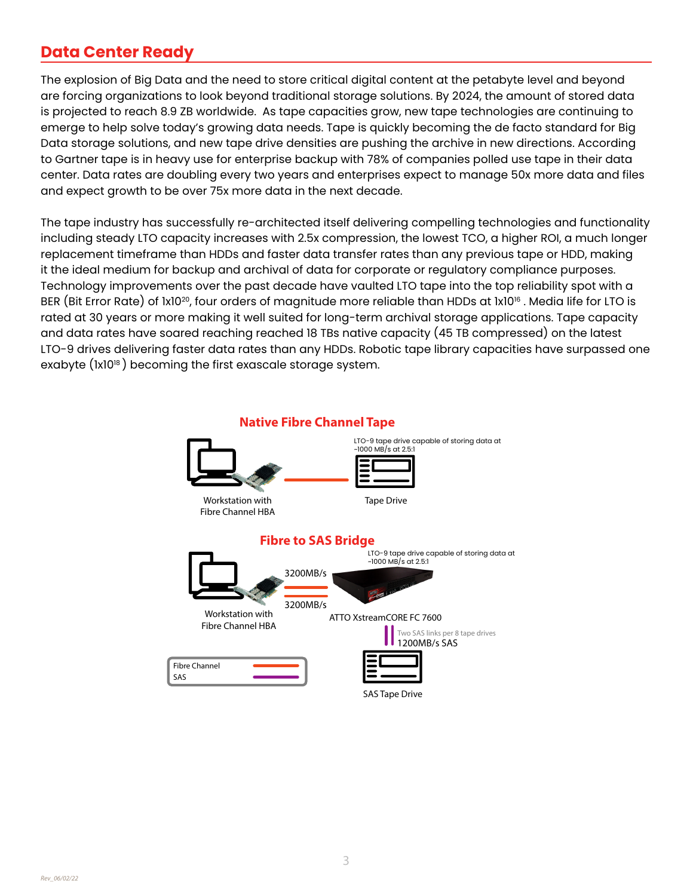## Data Center Ready

The explosion of Big Data and the need to store critical digital content at the petabyte level and beyond are forcing organizations to look beyond traditional storage solutions. By 2024, the amount of stored data is projected to reach 8.9 ZB worldwide. As tape capacities grow, new tape technologies are continuing to emerge to help solve today's growing data needs. Tape is quickly becoming the de facto standard for Big Data storage solutions, and new tape drive densities are pushing the archive in new directions. According to Gartner tape is in heavy use for enterprise backup with 78% of companies polled use tape in their data center. Data rates are doubling every two years and enterprises expect to manage 50x more data and files and expect growth to be over 75x more data in the next decade.

The tape industry has successfully re-architected itself delivering compelling technologies and functionality including steady LTO capacity increases with 2.5x compression, the lowest TCO, a higher ROI, a much longer replacement timeframe than HDDs and faster data transfer rates than any previous tape or HDD, making it the ideal medium for backup and archival of data for corporate or regulatory compliance purposes. Technology improvements over the past decade have vaulted LTO tape into the top reliability spot with a BER (Bit Error Rate) of $1x10^{20}$, four orders of magnitude more reliable than HDDs at $1x10^{16}$ . Media life for LTO is rated at 30 years or more making it well suited for long-term archival storage applications. Tape capacity and data rates have soared reaching reached 18 TBs native capacity (45 TB compressed) on the latest LTO-9 drives delivering faster data rates than any HDDs. Robotic tape library capacities have surpassed one exabyte ($1x10^{18}$ ) becoming the first exascale storage system.

**Native Fibre Channel Tape**

Workstation with Fibre Channel HBA — Tape Drive

LTO-9 tape drive capable of storing data at ~1000 MB/s at 2.5:1

**Fibre to SAS Bridge**

Workstation with Fibre Channel HBA — 3200MB/s / 3200MB/s — ATTO XstreamCORE FC 7600

LTO-9 tape drive capable of storing data at ~1000 MB/s at 2.5:1

Two SAS links per 8 tape drives
1200MB/s SAS

SAS Tape Drive

Fibre Channel
SAS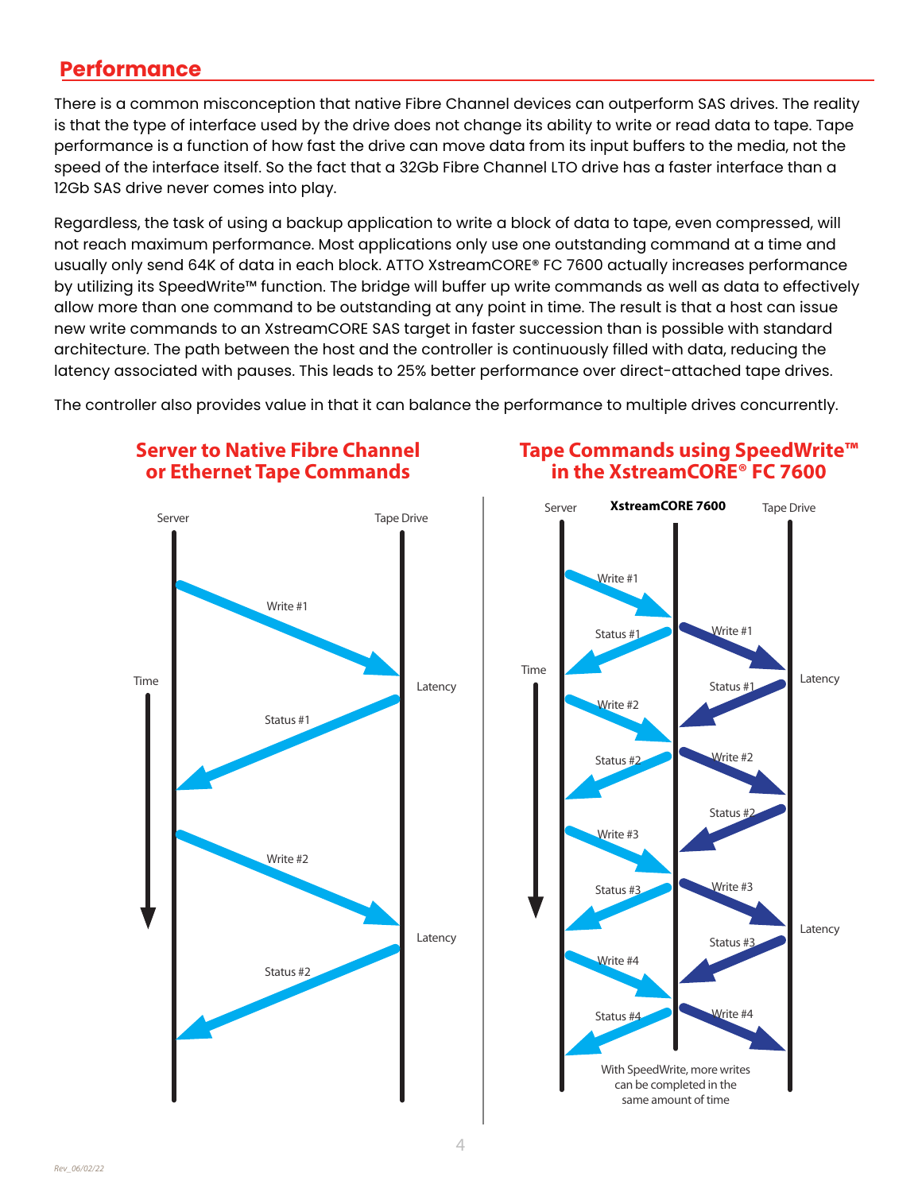## Performance

There is a common misconception that native Fibre Channel devices can outperform SAS drives. The reality is that the type of interface used by the drive does not change its ability to write or read data to tape. Tape performance is a function of how fast the drive can move data from its input buffers to the media, not the speed of the interface itself. So the fact that a 32Gb Fibre Channel LTO drive has a faster interface than a 12Gb SAS drive never comes into play.

Regardless, the task of using a backup application to write a block of data to tape, even compressed, will not reach maximum performance. Most applications only use one outstanding command at a time and usually only send 64K of data in each block. ATTO XstreamCORE® FC 7600 actually increases performance by utilizing its SpeedWrite™ function. The bridge will buffer up write commands as well as data to effectively allow more than one command to be outstanding at any point in time. The result is that a host can issue new write commands to an XstreamCORE SAS target in faster succession than is possible with standard architecture. The path between the host and the controller is continuously filled with data, reducing the latency associated with pauses. This leads to 25% better performance over direct-attached tape drives.

The controller also provides value in that it can balance the performance to multiple drives concurrently.

**Server to Native Fibre Channel or Ethernet Tape Commands**

Server, Tape Drive, Time, Write #1, Latency, Status #1, Write #2, Latency, Status #2

**Tape Commands using SpeedWrite™ in the XstreamCORE® FC 7600**

Server, XstreamCORE 7600, Tape Drive, Time, Write #1, Status #1, Write #1, Latency, Status #1, Write #2, Status #2, Write #2, Status #2, Write #3, Status #3, Write #3, Latency, Status #3, Write #4, Status #4, Write #4

With SpeedWrite, more writes can be completed in the same amount of time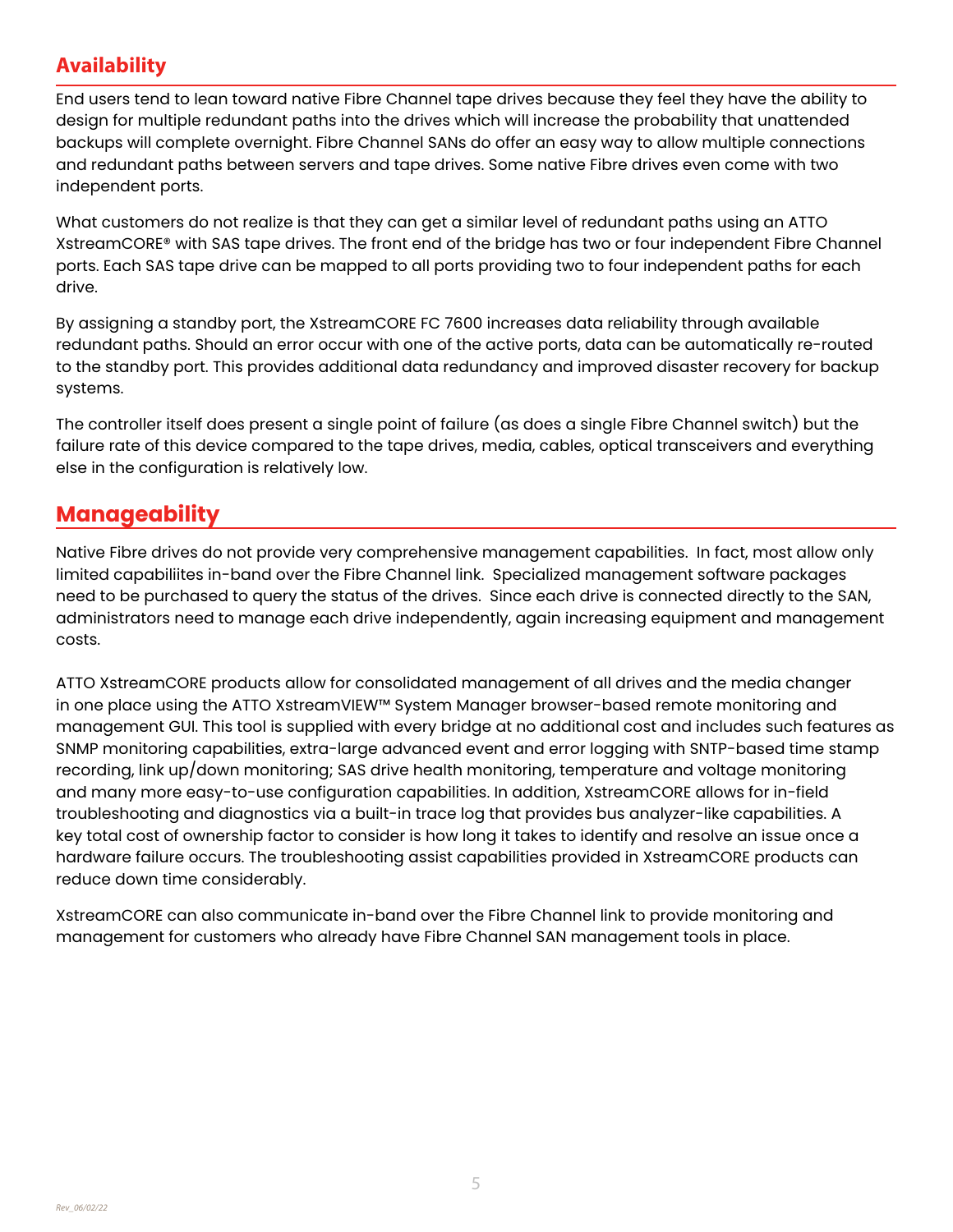## Availability

End users tend to lean toward native Fibre Channel tape drives because they feel they have the ability to design for multiple redundant paths into the drives which will increase the probability that unattended backups will complete overnight. Fibre Channel SANs do offer an easy way to allow multiple connections and redundant paths between servers and tape drives. Some native Fibre drives even come with two independent ports.

What customers do not realize is that they can get a similar level of redundant paths using an ATTO XstreamCORE® with SAS tape drives. The front end of the bridge has two or four independent Fibre Channel ports. Each SAS tape drive can be mapped to all ports providing two to four independent paths for each drive.

By assigning a standby port, the XstreamCORE FC 7600 increases data reliability through available redundant paths. Should an error occur with one of the active ports, data can be automatically re-routed to the standby port. This provides additional data redundancy and improved disaster recovery for backup systems.

The controller itself does present a single point of failure (as does a single Fibre Channel switch) but the failure rate of this device compared to the tape drives, media, cables, optical transceivers and everything else in the configuration is relatively low.

## Manageability

Native Fibre drives do not provide very comprehensive management capabilities. In fact, most allow only limited capabiliites in-band over the Fibre Channel link. Specialized management software packages need to be purchased to query the status of the drives. Since each drive is connected directly to the SAN, administrators need to manage each drive independently, again increasing equipment and management costs.

ATTO XstreamCORE products allow for consolidated management of all drives and the media changer in one place using the ATTO XstreamVIEW™ System Manager browser-based remote monitoring and management GUI. This tool is supplied with every bridge at no additional cost and includes such features as SNMP monitoring capabilities, extra-large advanced event and error logging with SNTP-based time stamp recording, link up/down monitoring; SAS drive health monitoring, temperature and voltage monitoring and many more easy-to-use configuration capabilities. In addition, XstreamCORE allows for in-field troubleshooting and diagnostics via a built-in trace log that provides bus analyzer-like capabilities. A key total cost of ownership factor to consider is how long it takes to identify and resolve an issue once a hardware failure occurs. The troubleshooting assist capabilities provided in XstreamCORE products can reduce down time considerably.

XstreamCORE can also communicate in-band over the Fibre Channel link to provide monitoring and management for customers who already have Fibre Channel SAN management tools in place.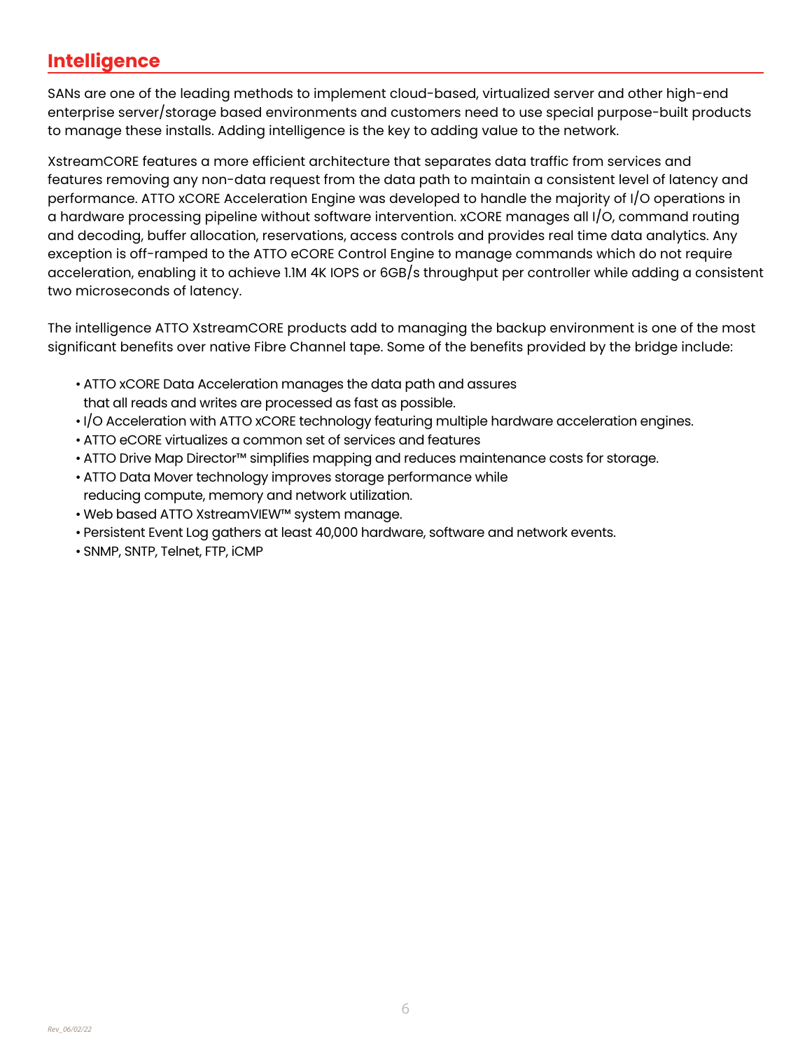## Intelligence

SANs are one of the leading methods to implement cloud-based, virtualized server and other high-end enterprise server/storage based environments and customers need to use special purpose-built products to manage these installs. Adding intelligence is the key to adding value to the network.

XstreamCORE features a more efficient architecture that separates data traffic from services and features removing any non-data request from the data path to maintain a consistent level of latency and performance. ATTO xCORE Acceleration Engine was developed to handle the majority of I/O operations in a hardware processing pipeline without software intervention. xCORE manages all I/O, command routing and decoding, buffer allocation, reservations, access controls and provides real time data analytics. Any exception is off-ramped to the ATTO eCORE Control Engine to manage commands which do not require acceleration, enabling it to achieve 1.1M 4K IOPS or 6GB/s throughput per controller while adding a consistent two microseconds of latency.

The intelligence ATTO XstreamCORE products add to managing the backup environment is one of the most significant benefits over native Fibre Channel tape. Some of the benefits provided by the bridge include:

- ATTO xCORE Data Acceleration manages the data path and assures that all reads and writes are processed as fast as possible.
- I/O Acceleration with ATTO xCORE technology featuring multiple hardware acceleration engines.
- ATTO eCORE virtualizes a common set of services and features
- ATTO Drive Map Director™ simplifies mapping and reduces maintenance costs for storage.
- ATTO Data Mover technology improves storage performance while reducing compute, memory and network utilization.
- Web based ATTO XstreamVIEW™ system manage.
- Persistent Event Log gathers at least 40,000 hardware, software and network events.
- SNMP, SNTP, Telnet, FTP, iCMP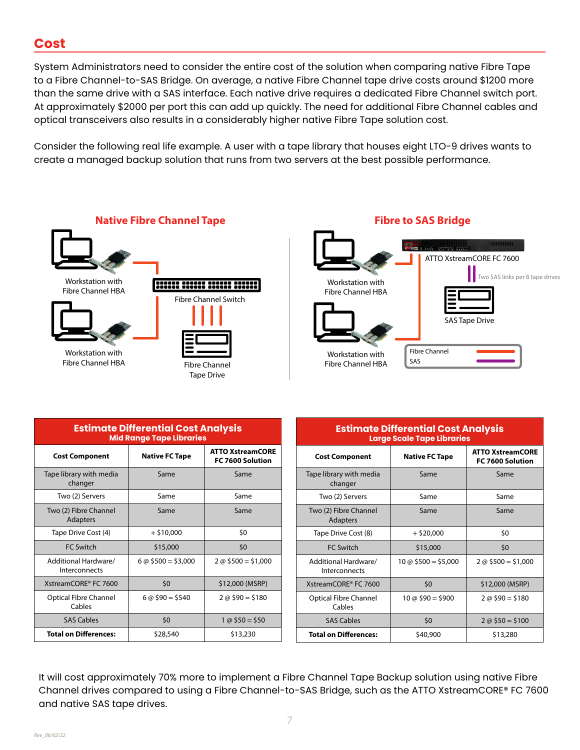## Cost

System Administrators need to consider the entire cost of the solution when comparing native Fibre Tape to a Fibre Channel-to-SAS Bridge. On average, a native Fibre Channel tape drive costs around $1200 more than the same drive with a SAS interface. Each native drive requires a dedicated Fibre Channel switch port. At approximately $2000 per port this can add up quickly. The need for additional Fibre Channel cables and optical transceivers also results in a considerably higher native Fibre Tape solution cost.

Consider the following real life example. A user with a tape library that houses eight LTO-9 drives wants to create a managed backup solution that runs from two servers at the best possible performance.

**Native Fibre Channel Tape**

Workstation with Fibre Channel HBA

Workstation with Fibre Channel HBA

Fibre Channel Switch

Fibre Channel Tape Drive

**Fibre to SAS Bridge**

Workstation with Fibre Channel HBA

Workstation with Fibre Channel HBA

ATTO XstreamCORE FC 7600

Two SAS links per 8 tape drives

SAS Tape Drive

Fibre Channel

SAS

**Estimate Differential Cost Analysis — Mid Range Tape Libraries**

| Cost Component | Native FC Tape | ATTO XstreamCORE FC 7600 Solution |
|---|---|---|
| Tape library with media changer | Same | Same |
| Two (2) Servers | Same | Same |
| Two (2) Fibre Channel Adapters | Same | Same |
| Tape Drive Cost (4) | + $10,000 | $0 |
| FC Switch | $15,000 | $0 |
| Additional Hardware/ Interconnects | 6 @ $500 = $3,000 | 2 @ $500 = $1,000 |
| XstreamCORE® FC 7600 | $0 | $12,000 (MSRP) |
| Optical Fibre Channel Cables | 6 @ $90 = $540 | 2 @ $90 = $180 |
| SAS Cables | $0 | 1 @ $50 = $50 |
| **Total on Differences:** | $28,540 | $13,230 |

**Estimate Differential Cost Analysis — Large Scale Tape Libraries**

| Cost Component | Native FC Tape | ATTO XstreamCORE FC 7600 Solution |
|---|---|---|
| Tape library with media changer | Same | Same |
| Two (2) Servers | Same | Same |
| Two (2) Fibre Channel Adapters | Same | Same |
| Tape Drive Cost (8) | + $20,000 | $0 |
| FC Switch | $15,000 | $0 |
| Additional Hardware/ Interconnects | 10 @ $500 = $5,000 | 2 @ $500 = $1,000 |
| XstreamCORE® FC 7600 | $0 | $12,000 (MSRP) |
| Optical Fibre Channel Cables | 10 @ $90 = $900 | 2 @ $90 = $180 |
| SAS Cables | $0 | 2 @ $50 = $100 |
| **Total on Differences:** | $40,900 | $13,280 |

It will cost approximately 70% more to implement a Fibre Channel Tape Backup solution using native Fibre Channel drives compared to using a Fibre Channel-to-SAS Bridge, such as the ATTO XstreamCORE® FC 7600 and native SAS tape drives.

Rev_06/02/22